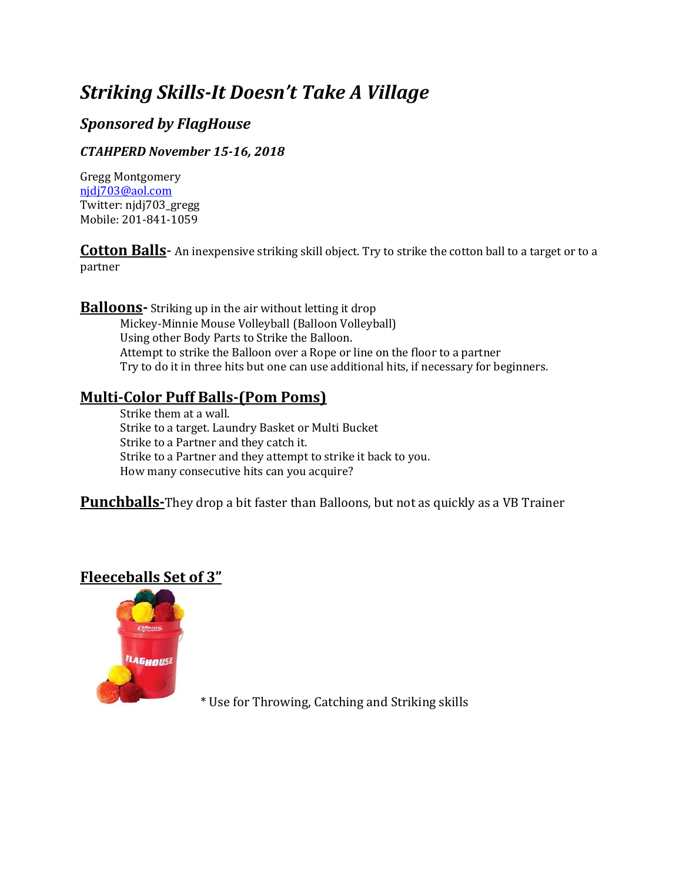# *Striking Skills-It Doesn't Take A Village*

## *Sponsored by FlagHouse*

### *CTAHPERD November 15-16, 2018*

Gregg Montgomery
njdj703@aol.com
Twitter: njdj703_gregg
Mobile: 201-841-1059

**Cotton Balls**- An inexpensive striking skill object. Try to strike the cotton ball to a target or to a partner

**Balloons-** Striking up in the air without letting it drop

- Mickey-Minnie Mouse Volleyball (Balloon Volleyball)
- Using other Body Parts to Strike the Balloon.
- Attempt to strike the Balloon over a Rope or line on the floor to a partner
- Try to do it in three hits but one can use additional hits, if necessary for beginners.

**Multi-Color Puff Balls-(Pom Poms)**

- Strike them at a wall.
- Strike to a target. Laundry Basket or Multi Bucket
- Strike to a Partner and they catch it.
- Strike to a Partner and they attempt to strike it back to you.
- How many consecutive hits can you acquire?

**Punchballs-**They drop a bit faster than Balloons, but not as quickly as a VB Trainer

**Fleeceballs Set of 3"**

* Use for Throwing, Catching and Striking skills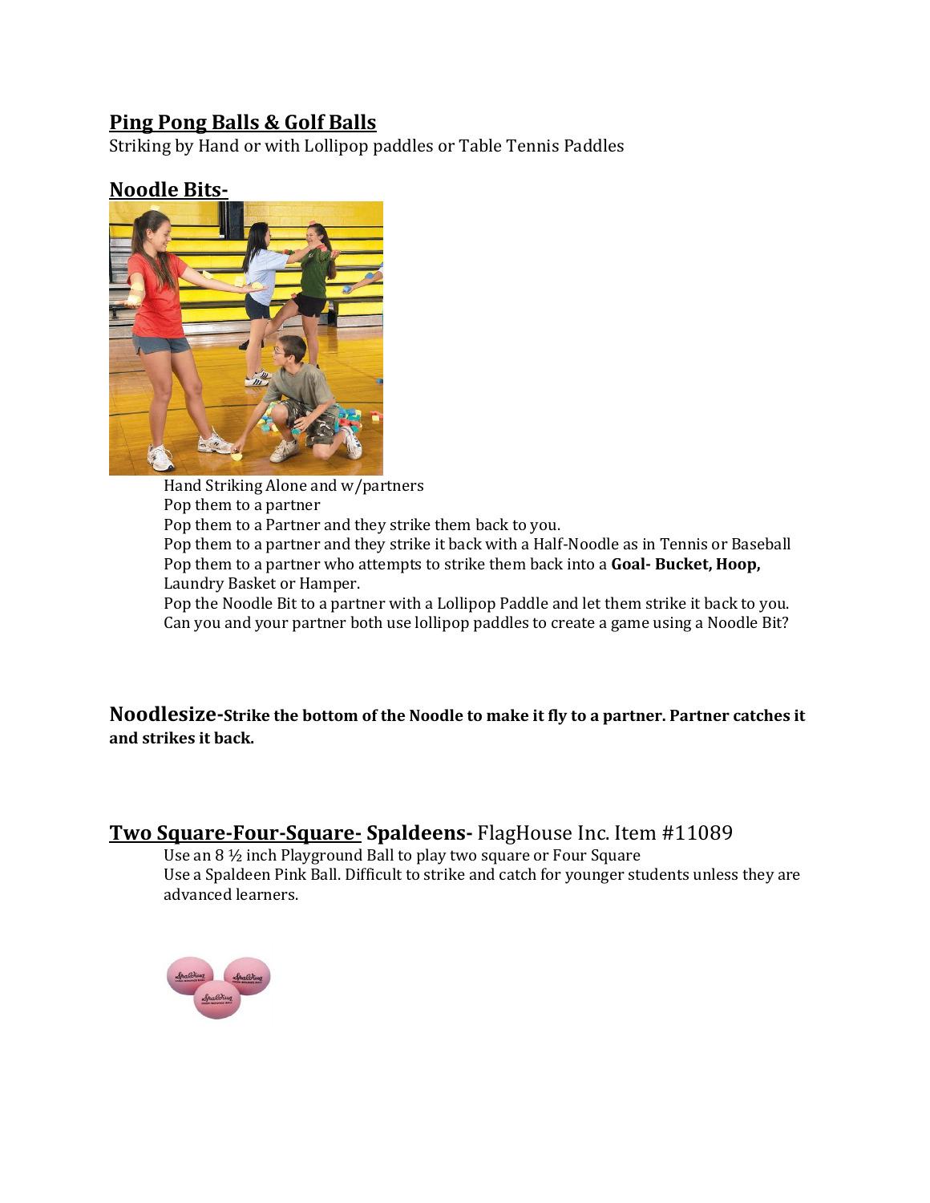## Ping Pong Balls & Golf Balls

Striking by Hand or with Lollipop paddles or Table Tennis Paddles

## Noodle Bits-

Hand Striking Alone and w/partners
Pop them to a partner
Pop them to a Partner and they strike them back to you.
Pop them to a partner and they strike it back with a Half-Noodle as in Tennis or Baseball
Pop them to a partner who attempts to strike them back into a **Goal- Bucket, Hoop,** Laundry Basket or Hamper.
Pop the Noodle Bit to a partner with a Lollipop Paddle and let them strike it back to you.
Can you and your partner both use lollipop paddles to create a game using a Noodle Bit?

**Noodlesize-Strike the bottom of the Noodle to make it fly to a partner. Partner catches it and strikes it back.**

## Two Square-Four-Square- **Spaldeens-** FlagHouse Inc. Item #11089

Use an 8 ½ inch Playground Ball to play two square or Four Square
Use a Spaldeen Pink Ball. Difficult to strike and catch for younger students unless they are advanced learners.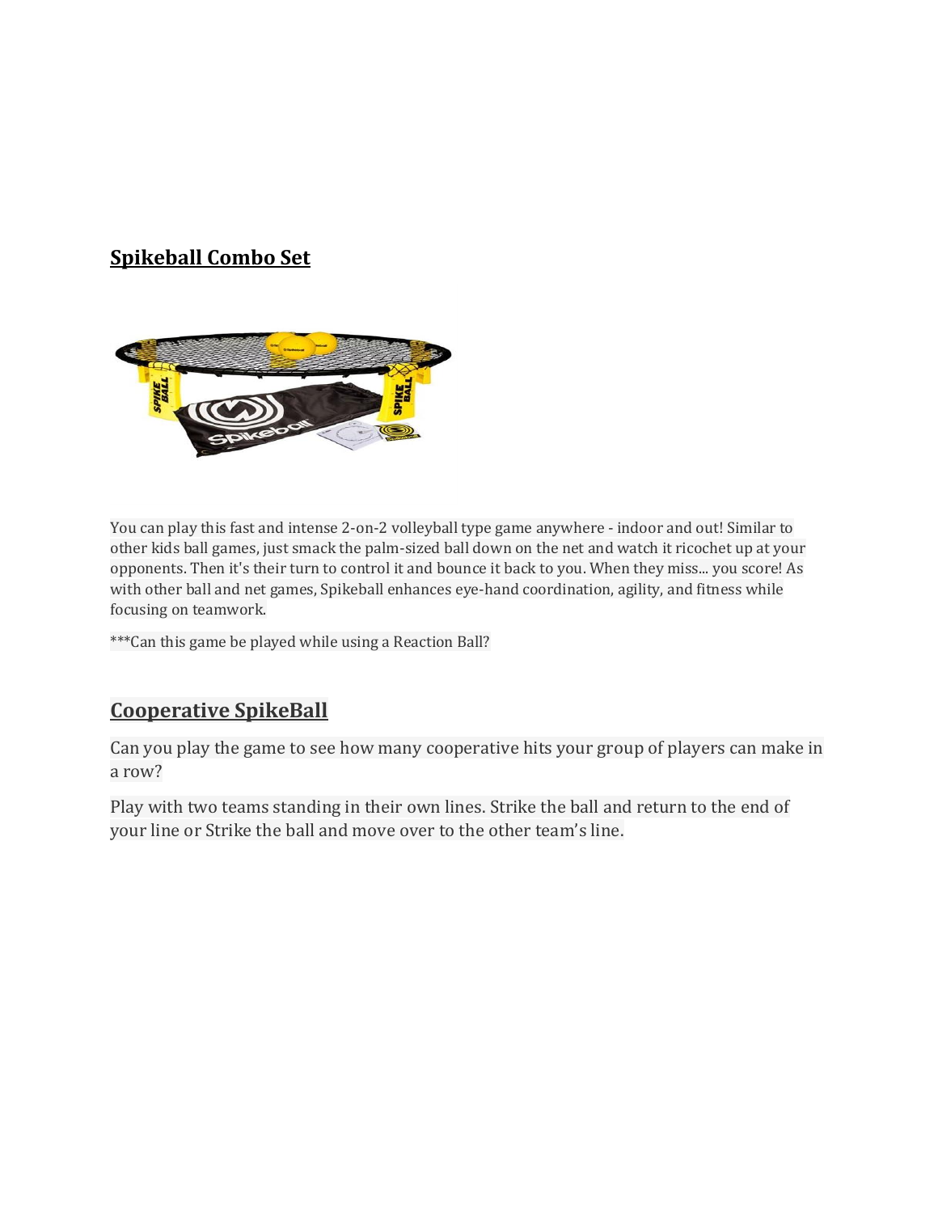## Spikeball Combo Set

You can play this fast and intense 2-on-2 volleyball type game anywhere - indoor and out! Similar to other kids ball games, just smack the palm-sized ball down on the net and watch it ricochet up at your opponents. Then it's their turn to control it and bounce it back to you. When they miss... you score! As with other ball and net games, Spikeball enhances eye-hand coordination, agility, and fitness while focusing on teamwork.

***Can this game be played while using a Reaction Ball?

## Cooperative SpikeBall

Can you play the game to see how many cooperative hits your group of players can make in a row?

Play with two teams standing in their own lines. Strike the ball and return to the end of your line or Strike the ball and move over to the other team's line.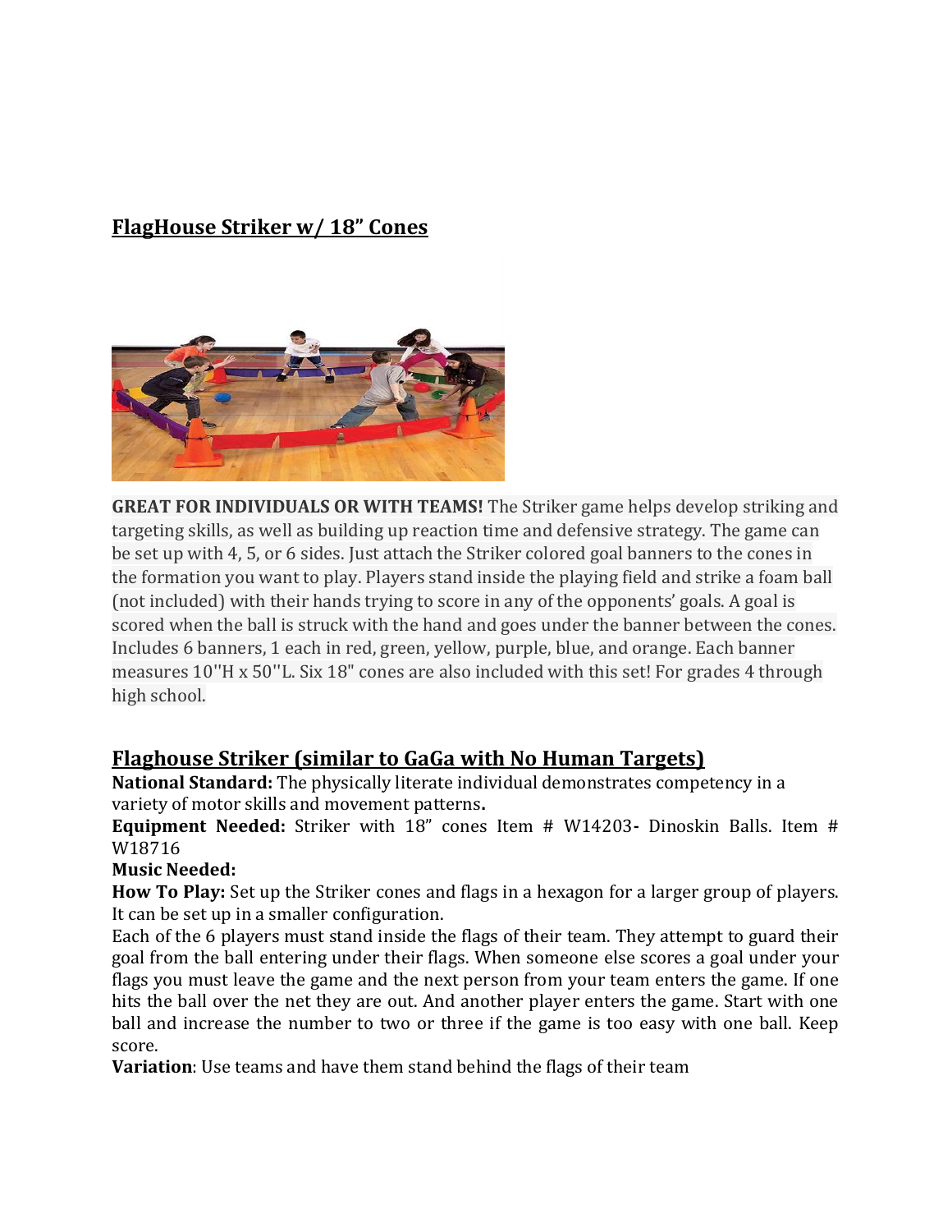## FlagHouse Striker w/ 18" Cones

**GREAT FOR INDIVIDUALS OR WITH TEAMS!** The Striker game helps develop striking and targeting skills, as well as building up reaction time and defensive strategy. The game can be set up with 4, 5, or 6 sides. Just attach the Striker colored goal banners to the cones in the formation you want to play. Players stand inside the playing field and strike a foam ball (not included) with their hands trying to score in any of the opponents' goals. A goal is scored when the ball is struck with the hand and goes under the banner between the cones. Includes 6 banners, 1 each in red, green, yellow, purple, blue, and orange. Each banner measures 10''H x 50''L. Six 18" cones are also included with this set! For grades 4 through high school.

## Flaghouse Striker (similar to GaGa with No Human Targets)

**National Standard:** The physically literate individual demonstrates competency in a variety of motor skills and movement patterns**.**

**Equipment Needed:** Striker with 18" cones Item # W14203**-** Dinoskin Balls. Item # W18716

**Music Needed:**

**How To Play:** Set up the Striker cones and flags in a hexagon for a larger group of players. It can be set up in a smaller configuration.

Each of the 6 players must stand inside the flags of their team. They attempt to guard their goal from the ball entering under their flags. When someone else scores a goal under your flags you must leave the game and the next person from your team enters the game. If one hits the ball over the net they are out. And another player enters the game. Start with one ball and increase the number to two or three if the game is too easy with one ball. Keep score.

**Variation**: Use teams and have them stand behind the flags of their team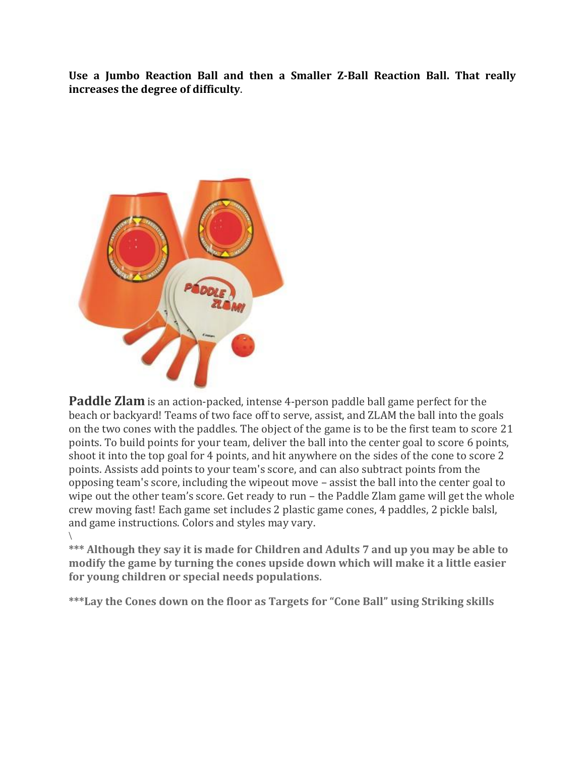**Use a Jumbo Reaction Ball and then a Smaller Z-Ball Reaction Ball. That really increases the degree of difficulty**.

**Paddle Zlam** is an action-packed, intense 4-person paddle ball game perfect for the beach or backyard! Teams of two face off to serve, assist, and ZLAM the ball into the goals on the two cones with the paddles. The object of the game is to be the first team to score 21 points. To build points for your team, deliver the ball into the center goal to score 6 points, shoot it into the top goal for 4 points, and hit anywhere on the sides of the cone to score 2 points. Assists add points to your team's score, and can also subtract points from the opposing team's score, including the wipeout move – assist the ball into the center goal to wipe out the other team's score. Get ready to run – the Paddle Zlam game will get the whole crew moving fast! Each game set includes 2 plastic game cones, 4 paddles, 2 pickle balsl, and game instructions. Colors and styles may vary.
\

*** **Although they say it is made for Children and Adults 7 and up you may be able to modify the game by turning the cones upside down which will make it a little easier for young children or special needs populations**.

**\*\*\*Lay the Cones down on the floor as Targets for "Cone Ball" using Striking skills**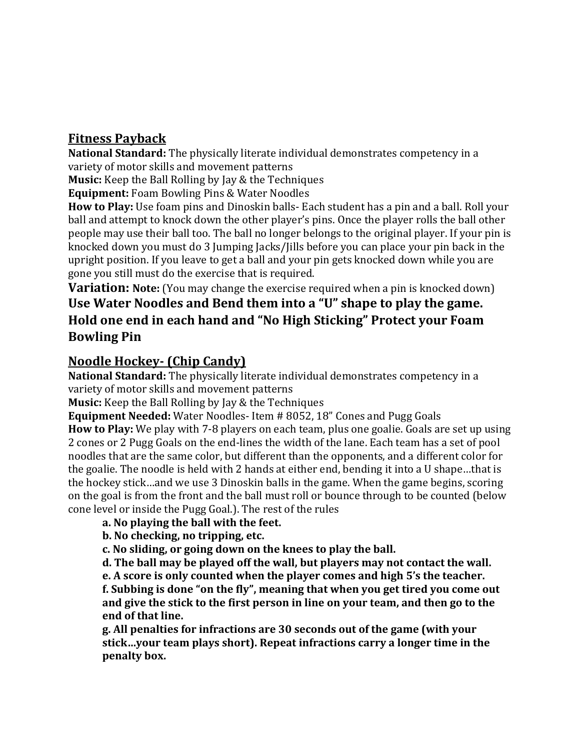## Fitness Payback

**National Standard:** The physically literate individual demonstrates competency in a variety of motor skills and movement patterns

**Music:** Keep the Ball Rolling by Jay & the Techniques

**Equipment:** Foam Bowling Pins & Water Noodles

**How to Play:** Use foam pins and Dinoskin balls- Each student has a pin and a ball. Roll your ball and attempt to knock down the other player's pins. Once the player rolls the ball other people may use their ball too. The ball no longer belongs to the original player. If your pin is knocked down you must do 3 Jumping Jacks/Jills before you can place your pin back in the upright position. If you leave to get a ball and your pin gets knocked down while you are gone you still must do the exercise that is required.

**Variation: Note:** (You may change the exercise required when a pin is knocked down)

**Use Water Noodles and Bend them into a "U" shape to play the game. Hold one end in each hand and "No High Sticking" Protect your Foam Bowling Pin**

## Noodle Hockey- (Chip Candy)

**National Standard:** The physically literate individual demonstrates competency in a variety of motor skills and movement patterns

**Music:** Keep the Ball Rolling by Jay & the Techniques

**Equipment Needed:** Water Noodles- Item # 8052, 18" Cones and Pugg Goals

**How to Play:** We play with 7-8 players on each team, plus one goalie. Goals are set up using 2 cones or 2 Pugg Goals on the end-lines the width of the lane. Each team has a set of pool noodles that are the same color, but different than the opponents, and a different color for the goalie. The noodle is held with 2 hands at either end, bending it into a U shape…that is the hockey stick…and we use 3 Dinoskin balls in the game. When the game begins, scoring on the goal is from the front and the ball must roll or bounce through to be counted (below cone level or inside the Pugg Goal.). The rest of the rules

- **a. No playing the ball with the feet.**
- **b. No checking, no tripping, etc.**
- **c. No sliding, or going down on the knees to play the ball.**
- **d. The ball may be played off the wall, but players may not contact the wall.**
- **e. A score is only counted when the player comes and high 5's the teacher.**
- **f. Subbing is done "on the fly", meaning that when you get tired you come out and give the stick to the first person in line on your team, and then go to the end of that line.**
- **g. All penalties for infractions are 30 seconds out of the game (with your stick…your team plays short). Repeat infractions carry a longer time in the penalty box.**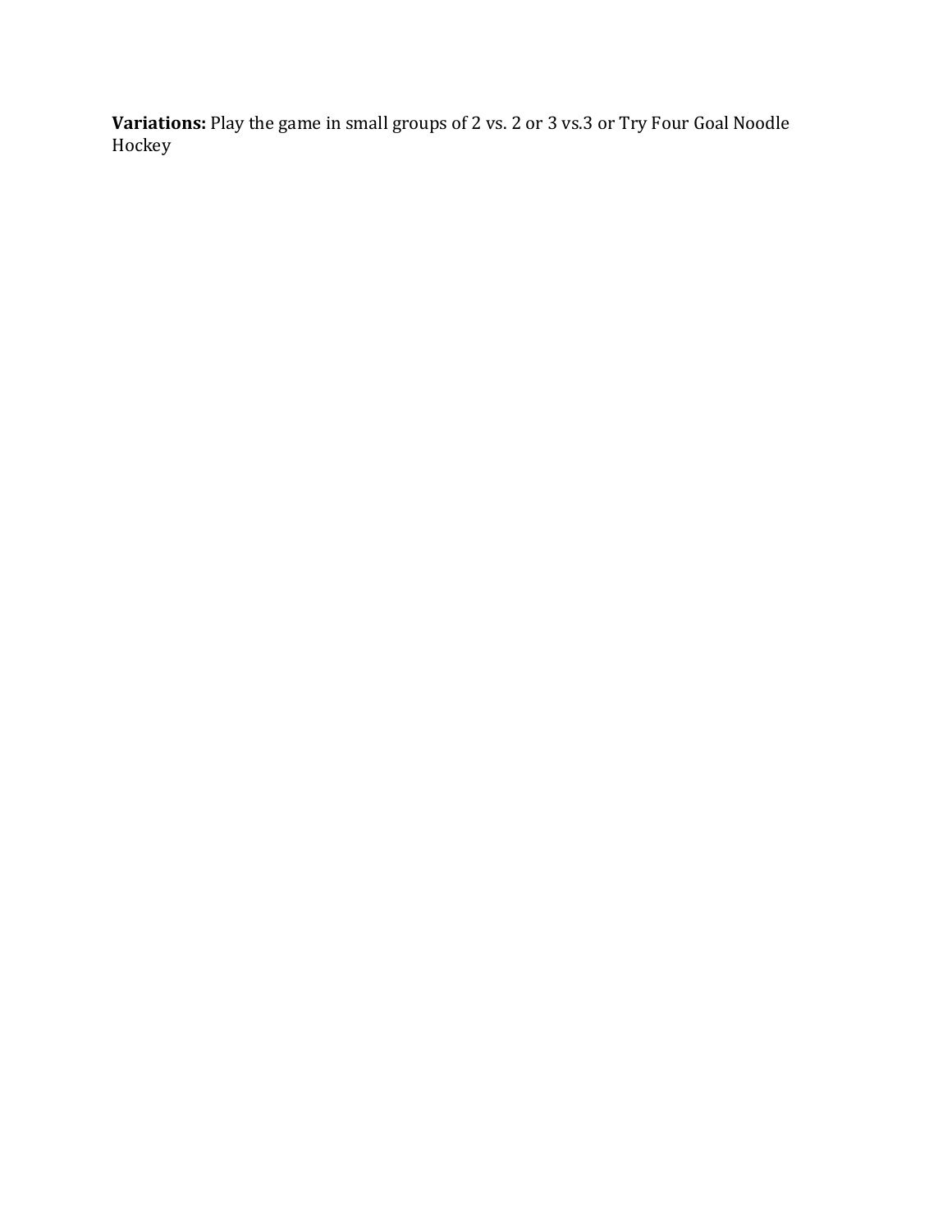**Variations:** Play the game in small groups of 2 vs. 2 or 3 vs.3 or Try Four Goal Noodle Hockey